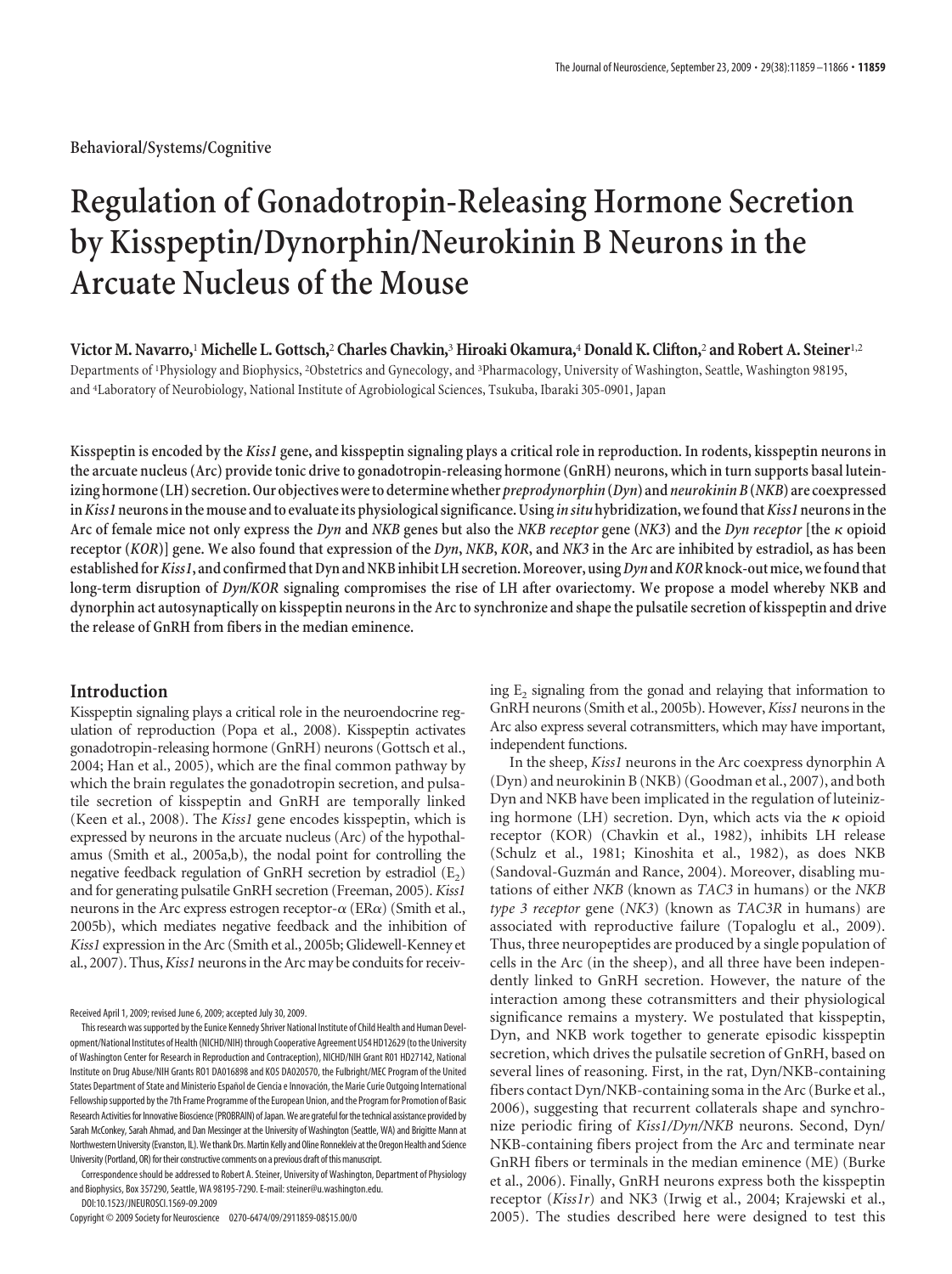Behavioral/Systems/Cognitive

# Regulation of Gonadotropin-Releasing Hormone Secretion by Kisspeptin/Dynorphin/Neurokinin B Neurons in the Arcuate Nucleus of the Mouse

**Victor M. Navarro,[1] Michelle L. Gottsch,[2] Charles Chavkin,[3] Hiroaki Okamura,[4] Donald K. Clifton,[2] and Robert A. Steiner[1,2]**

Departments of [1]Physiology and Biophysics, [2]Obstetrics and Gynecology, and [3]Pharmacology, University of Washington, Seattle, Washington 98195, and [4]Laboratory of Neurobiology, National Institute of Agrobiological Sciences, Tsukuba, Ibaraki 305-0901, Japan

**Kisspeptin is encoded by the *Kiss1* gene, and kisspeptin signaling plays a critical role in reproduction. In rodents, kisspeptin neurons in the arcuate nucleus (Arc) provide tonic drive to gonadotropin-releasing hormone (GnRH) neurons, which in turn supports basal luteinizing hormone (LH) secretion. Our objectives were to determine whether *preprodynorphin* (*Dyn*) and *neurokinin B* (*NKB*) are coexpressed in *Kiss1* neurons in the mouse and to evaluate its physiological significance. Using *in situ* hybridization, we found that *Kiss1* neurons in the Arc of female mice not only express the *Dyn* and *NKB* genes but also the *NKB receptor* gene (*NK3*) and the *Dyn receptor* [the κ opioid receptor (*KOR*)] gene. We also found that expression of the *Dyn*, *NKB*, *KOR*, and *NK3* in the Arc are inhibited by estradiol, as has been established for *Kiss1*, and confirmed that Dyn and NKB inhibit LH secretion. Moreover, using *Dyn* and *KOR* knock-out mice, we found that long-term disruption of *Dyn/KOR* signaling compromises the rise of LH after ovariectomy. We propose a model whereby NKB and dynorphin act autosynaptically on kisspeptin neurons in the Arc to synchronize and shape the pulsatile secretion of kisspeptin and drive the release of GnRH from fibers in the median eminence.**

## Introduction

Kisspeptin signaling plays a critical role in the neuroendocrine regulation of reproduction (Popa et al., 2008). Kisspeptin activates gonadotropin-releasing hormone (GnRH) neurons (Gottsch et al., 2004; Han et al., 2005), which are the final common pathway by which the brain regulates the gonadotropin secretion, and pulsatile secretion of kisspeptin and GnRH are temporally linked (Keen et al., 2008). The *Kiss1* gene encodes kisspeptin, which is expressed by neurons in the arcuate nucleus (Arc) of the hypothalamus (Smith et al., 2005a,b), the nodal point for controlling the negative feedback regulation of GnRH secretion by estradiol ($E_2$) and for generating pulsatile GnRH secretion (Freeman, 2005). *Kiss1* neurons in the Arc express estrogen receptor-α (ERα) (Smith et al., 2005b), which mediates negative feedback and the inhibition of *Kiss1* expression in the Arc (Smith et al., 2005b; Glidewell-Kenney et al., 2007). Thus, *Kiss1* neurons in the Arc may be conduits for receiving $E_2$ signaling from the gonad and relaying that information to GnRH neurons (Smith et al., 2005b). However, *Kiss1* neurons in the Arc also express several cotransmitters, which may have important, independent functions.

In the sheep, *Kiss1* neurons in the Arc coexpress dynorphin A (Dyn) and neurokinin B (NKB) (Goodman et al., 2007), and both Dyn and NKB have been implicated in the regulation of luteinizing hormone (LH) secretion. Dyn, which acts via the κ opioid receptor (KOR) (Chavkin et al., 1982), inhibits LH release (Schulz et al., 1981; Kinoshita et al., 1982), as does NKB (Sandoval-Guzmán and Rance, 2004). Moreover, disabling mutations of either *NKB* (known as *TAC3* in humans) or the *NKB type 3 receptor* gene (*NK3*) (known as *TAC3R* in humans) are associated with reproductive failure (Topaloglu et al., 2009). Thus, three neuropeptides are produced by a single population of cells in the Arc (in the sheep), and all three have been independently linked to GnRH secretion. However, the nature of the interaction among these cotransmitters and their physiological significance remains a mystery. We postulated that kisspeptin, Dyn, and NKB work together to generate episodic kisspeptin secretion, which drives the pulsatile secretion of GnRH, based on several lines of reasoning. First, in the rat, Dyn/NKB-containing fibers contact Dyn/NKB-containing soma in the Arc (Burke et al., 2006), suggesting that recurrent collaterals shape and synchronize periodic firing of *Kiss1/Dyn/NKB* neurons. Second, Dyn/NKB-containing fibers project from the Arc and terminate near GnRH fibers or terminals in the median eminence (ME) (Burke et al., 2006). Finally, GnRH neurons express both the kisspeptin receptor (*Kiss1r*) and NK3 (Irwig et al., 2004; Krajewski et al., 2005). The studies described here were designed to test this

Received April 1, 2009; revised June 6, 2009; accepted July 30, 2009.

This research was supported by the Eunice Kennedy Shriver National Institute of Child Health and Human Development/National Institutes of Health (NICHD/NIH) through Cooperative Agreement U54 HD12629 (to the University of Washington Center for Research in Reproduction and Contraception), NICHD/NIH Grant R01 HD27142, National Institute on Drug Abuse/NIH Grants R01 DA016898 and K05 DA020570, the Fulbright/MEC Program of the United States Department of State and Ministerio Español de Ciencia e Innovación, the Marie Curie Outgoing International Fellowship supported by the 7th Frame Programme of the European Union, and the Program for Promotion of Basic Research Activities for Innovative Bioscience (PROBRAIN) of Japan. We are grateful for the technical assistance provided by Sarah McConkey, Sarah Ahmad, and Dan Messinger at the University of Washington (Seattle, WA) and Brigitte Mann at Northwestern University (Evanston, IL). We thank Drs. Martin Kelly and Oline Ronnekleiv at the Oregon Health and Science University (Portland, OR) for their constructive comments on a previous draft of this manuscript.

Correspondence should be addressed to Robert A. Steiner, University of Washington, Department of Physiology and Biophysics, Box 357290, Seattle, WA 98195-7290. E-mail: steiner@u.washington.edu.

DOI:10.1523/JNEUROSCI.1569-09.2009

Copyright © 2009 Society for Neuroscience 0270-6474/09/2911859-08$15.00/0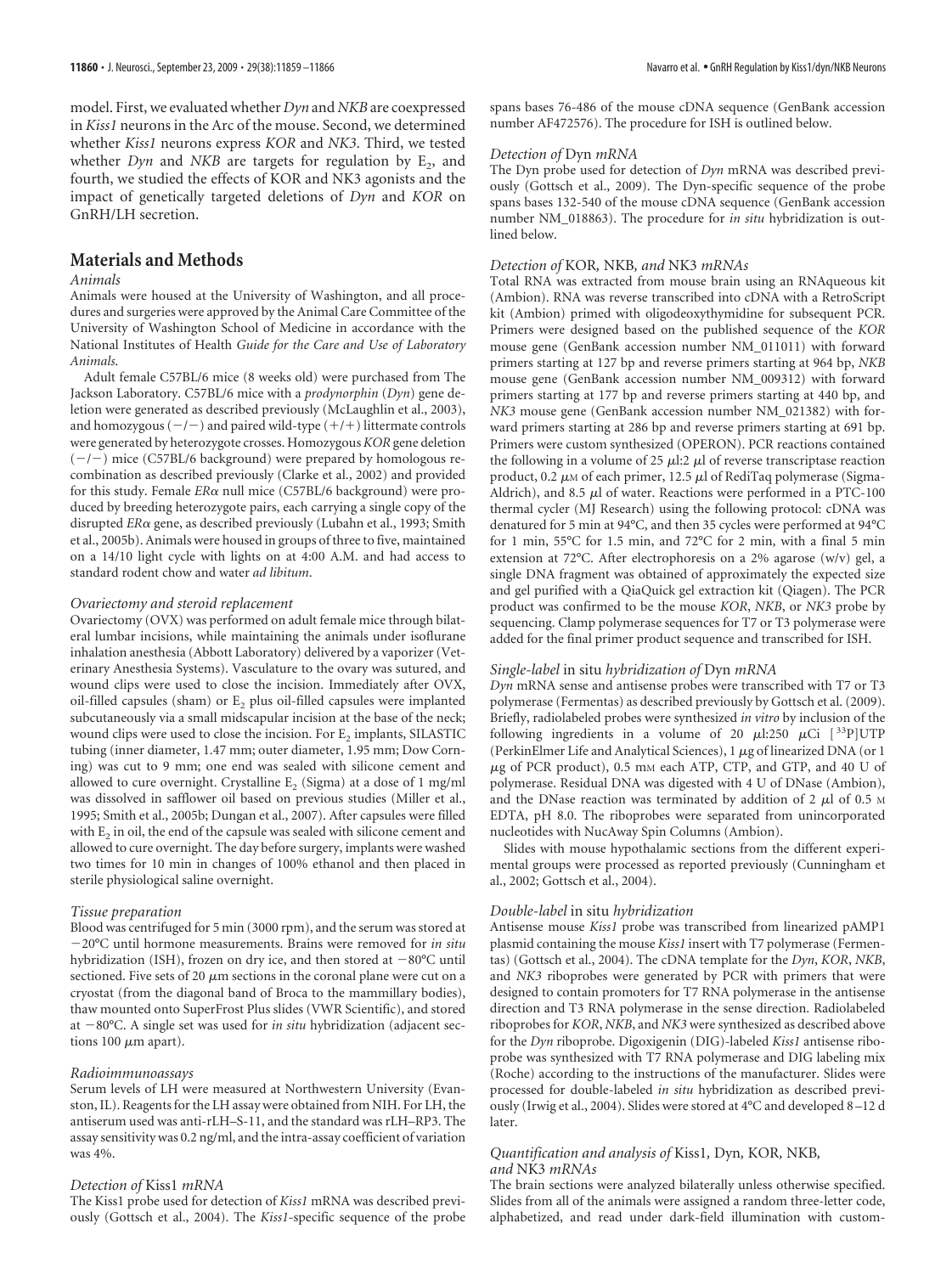model. First, we evaluated whether *Dyn* and *NKB* are coexpressed in *Kiss1* neurons in the Arc of the mouse. Second, we determined whether *Kiss1* neurons express *KOR* and *NK3*. Third, we tested whether *Dyn* and *NKB* are targets for regulation by $E_2$, and fourth, we studied the effects of KOR and NK3 agonists and the impact of genetically targeted deletions of *Dyn* and *KOR* on GnRH/LH secretion.

## Materials and Methods

### Animals

Animals were housed at the University of Washington, and all procedures and surgeries were approved by the Animal Care Committee of the University of Washington School of Medicine in accordance with the National Institutes of Health *Guide for the Care and Use of Laboratory Animals*.

Adult female C57BL/6 mice (8 weeks old) were purchased from The Jackson Laboratory. C57BL/6 mice with a *prodynorphin* (*Dyn*) gene deletion were generated as described previously (McLaughlin et al., 2003), and homozygous (−/−) and paired wild-type (+/+) littermate controls were generated by heterozygote crosses. Homozygous *KOR* gene deletion (−/−) mice (C57BL/6 background) were prepared by homologous recombination as described previously (Clarke et al., 2002) and provided for this study. Female *ERα* null mice (C57BL/6 background) were produced by breeding heterozygote pairs, each carrying a single copy of the disrupted *ERα* gene, as described previously (Lubahn et al., 1993; Smith et al., 2005b). Animals were housed in groups of three to five, maintained on a 14/10 light cycle with lights on at 4:00 A.M. and had access to standard rodent chow and water *ad libitum*.

### Ovariectomy and steroid replacement

Ovariectomy (OVX) was performed on adult female mice through bilateral lumbar incisions, while maintaining the animals under isoflurane inhalation anesthesia (Abbott Laboratory) delivered by a vaporizer (Veterinary Anesthesia Systems). Vasculature to the ovary was sutured, and wound clips were used to close the incision. Immediately after OVX, oil-filled capsules (sham) or $E_2$ plus oil-filled capsules were implanted subcutaneously via a small midscapular incision at the base of the neck; wound clips were used to close the incision. For $E_2$ implants, SILASTIC tubing (inner diameter, 1.47 mm; outer diameter, 1.95 mm; Dow Corning) was cut to 9 mm; one end was sealed with silicone cement and allowed to cure overnight. Crystalline $E_2$ (Sigma) at a dose of 1 mg/ml was dissolved in safflower oil based on previous studies (Miller et al., 1995; Smith et al., 2005b; Dungan et al., 2007). After capsules were filled with $E_2$ in oil, the end of the capsule was sealed with silicone cement and allowed to cure overnight. The day before surgery, implants were washed two times for 10 min in changes of 100% ethanol and then placed in sterile physiological saline overnight.

### Tissue preparation

Blood was centrifuged for 5 min (3000 rpm), and the serum was stored at −20°C until hormone measurements. Brains were removed for *in situ* hybridization (ISH), frozen on dry ice, and then stored at −80°C until sectioned. Five sets of 20 μm sections in the coronal plane were cut on a cryostat (from the diagonal band of Broca to the mammillary bodies), thaw mounted onto SuperFrost Plus slides (VWR Scientific), and stored at −80°C. A single set was used for *in situ* hybridization (adjacent sections 100 μm apart).

### Radioimmunoassays

Serum levels of LH were measured at Northwestern University (Evanston, IL). Reagents for the LH assay were obtained from NIH. For LH, the antiserum used was anti-rLH–S-11, and the standard was rLH–RP3. The assay sensitivity was 0.2 ng/ml, and the intra-assay coefficient of variation was 4%.

### Detection of *Kiss1* mRNA

The Kiss1 probe used for detection of *Kiss1* mRNA was described previously (Gottsch et al., 2004). The *Kiss1*-specific sequence of the probe spans bases 76-486 of the mouse cDNA sequence (GenBank accession number AF472576). The procedure for ISH is outlined below.

### Detection of Dyn *mRNA*

The Dyn probe used for detection of *Dyn* mRNA was described previously (Gottsch et al., 2009). The Dyn-specific sequence of the probe spans bases 132-540 of the mouse cDNA sequence (GenBank accession number NM_018863). The procedure for *in situ* hybridization is outlined below.

### Detection of KOR, NKB, *and* NK3 *mRNAs*

Total RNA was extracted from mouse brain using an RNAqueous kit (Ambion). RNA was reverse transcribed into cDNA with a RetroScript kit (Ambion) primed with oligodeoxythymidine for subsequent PCR. Primers were designed based on the published sequence of the *KOR* mouse gene (GenBank accession number NM_011011) with forward primers starting at 127 bp and reverse primers starting at 964 bp, *NKB* mouse gene (GenBank accession number NM_009312) with forward primers starting at 177 bp and reverse primers starting at 440 bp, and *NK3* mouse gene (GenBank accession number NM_021382) with forward primers starting at 286 bp and reverse primers starting at 691 bp. Primers were custom synthesized (OPERON). PCR reactions contained the following in a volume of 25 μl:2 μl of reverse transcriptase reaction product, 0.2 μM of each primer, 12.5 μl of RediTaq polymerase (Sigma-Aldrich), and 8.5 μl of water. Reactions were performed in a PTC-100 thermal cycler (MJ Research) using the following protocol: cDNA was denatured for 5 min at 94°C, and then 35 cycles were performed at 94°C for 1 min, 55°C for 1.5 min, and 72°C for 2 min, with a final 5 min extension at 72°C. After electrophoresis on a 2% agarose (w/v) gel, a single DNA fragment was obtained of approximately the expected size and gel purified with a QiaQuick gel extraction kit (Qiagen). The PCR product was confirmed to be the mouse *KOR*, *NKB*, or *NK3* probe by sequencing. Clamp polymerase sequences for T7 or T3 polymerase were added for the final primer product sequence and transcribed for ISH.

### Single-label *in situ hybridization of* Dyn *mRNA*

*Dyn* mRNA sense and antisense probes were transcribed with T7 or T3 polymerase (Fermentas) as described previously by Gottsch et al. (2009). Briefly, radiolabeled probes were synthesized *in vitro* by inclusion of the following ingredients in a volume of 20 μl:250 μCi [$^{33}$P]UTP (PerkinElmer Life and Analytical Sciences), 1 μg of linearized DNA (or 1 μg of PCR product), 0.5 mM each ATP, CTP, and GTP, and 40 U of polymerase. Residual DNA was digested with 4 U of DNase (Ambion), and the DNase reaction was terminated by addition of 2 μl of 0.5 M EDTA, pH 8.0. The riboprobes were separated from unincorporated nucleotides with NucAway Spin Columns (Ambion).

Slides with mouse hypothalamic sections from the different experimental groups were processed as reported previously (Cunningham et al., 2002; Gottsch et al., 2004).

### Double-label *in situ hybridization*

Antisense mouse *Kiss1* probe was transcribed from linearized pAMP1 plasmid containing the mouse *Kiss1* insert with T7 polymerase (Fermentas) (Gottsch et al., 2004). The cDNA template for the *Dyn*, *KOR*, *NKB*, and *NK3* riboprobes were generated by PCR with primers that were designed to contain promoters for T7 RNA polymerase in the antisense direction and T3 RNA polymerase in the sense direction. Radiolabeled riboprobes for *KOR*, *NKB*, and *NK3* were synthesized as described above for the *Dyn* riboprobe. Digoxigenin (DIG)-labeled *Kiss1* antisense riboprobe was synthesized with T7 RNA polymerase and DIG labeling mix (Roche) according to the instructions of the manufacturer. Slides were processed for double-labeled *in situ* hybridization as described previously (Irwig et al., 2004). Slides were stored at 4°C and developed 8–12 d later.

### Quantification and analysis of Kiss1*,* Dyn*,* KOR*,* NKB*, and* NK3 *mRNAs*

The brain sections were analyzed bilaterally unless otherwise specified. Slides from all of the animals were assigned a random three-letter code, alphabetized, and read under dark-field illumination with custom-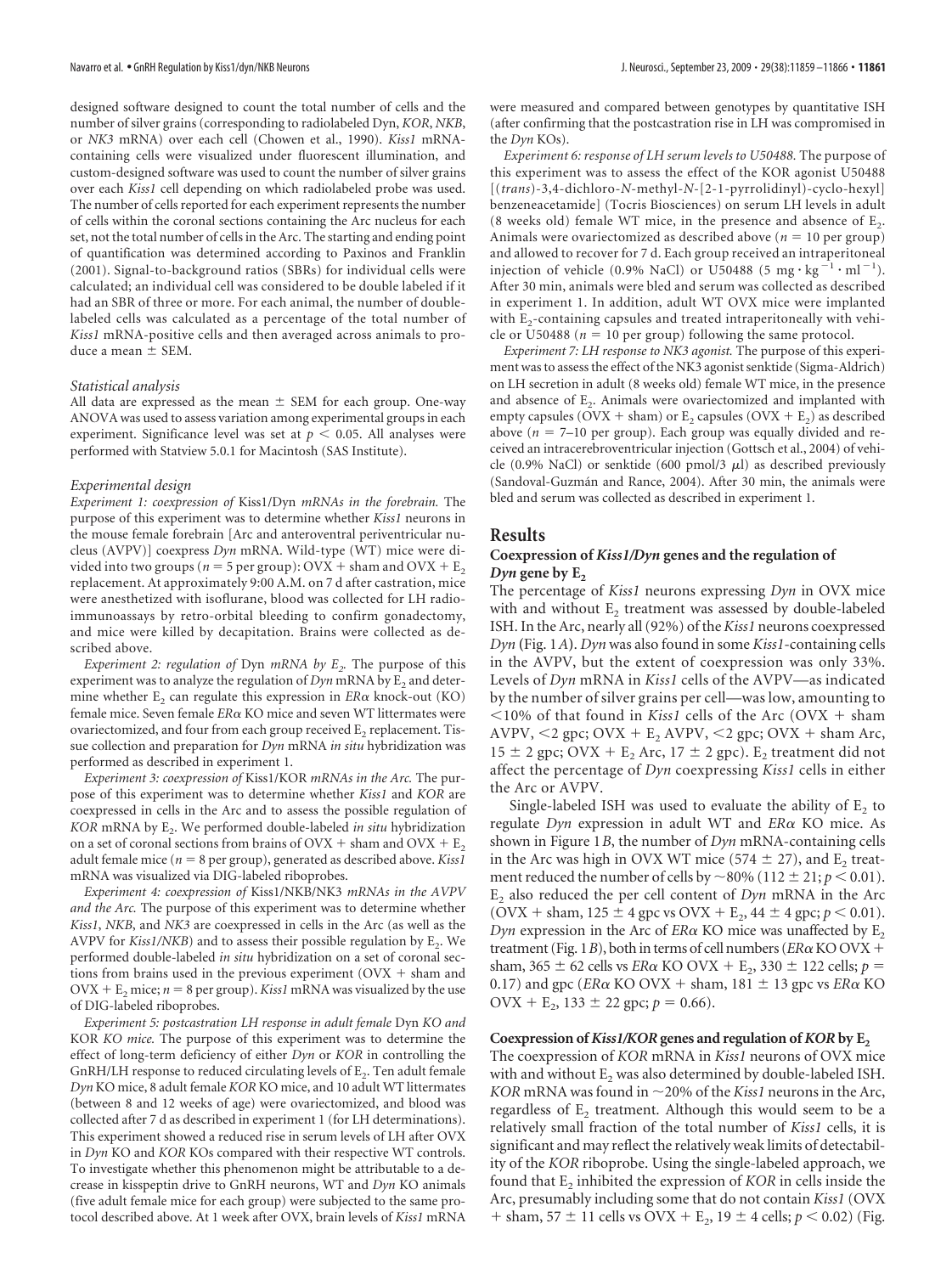designed software designed to count the total number of cells and the number of silver grains (corresponding to radiolabeled Dyn, *KOR*, *NKB*, or *NK3* mRNA) over each cell (Chowen et al., 1990). *Kiss1* mRNA-containing cells were visualized under fluorescent illumination, and custom-designed software was used to count the number of silver grains over each *Kiss1* cell depending on which radiolabeled probe was used. The number of cells reported for each experiment represents the number of cells within the coronal sections containing the Arc nucleus for each set, not the total number of cells in the Arc. The starting and ending point of quantification was determined according to Paxinos and Franklin (2001). Signal-to-background ratios (SBRs) for individual cells were calculated; an individual cell was considered to be double labeled if it had an SBR of three or more. For each animal, the number of double-labeled cells was calculated as a percentage of the total number of *Kiss1* mRNA-positive cells and then averaged across animals to produce a mean ± SEM.

### *Statistical analysis*

All data are expressed as the mean ± SEM for each group. One-way ANOVA was used to assess variation among experimental groups in each experiment. Significance level was set at $p < 0.05$. All analyses were performed with Statview 5.0.1 for Macintosh (SAS Institute).

### *Experimental design*

*Experiment 1: coexpression of* Kiss1/Dyn *mRNAs in the forebrain.* The purpose of this experiment was to determine whether *Kiss1* neurons in the mouse female forebrain [Arc and anteroventral periventricular nucleus (AVPV)] coexpress *Dyn* mRNA. Wild-type (WT) mice were divided into two groups ($n = 5$ per group): OVX + sham and OVX + $E_2$ replacement. At approximately 9:00 A.M. on 7 d after castration, mice were anesthetized with isoflurane, blood was collected for LH radioimmunoassays by retro-orbital bleeding to confirm gonadectomy, and mice were killed by decapitation. Brains were collected as described above.

*Experiment 2: regulation of* Dyn *mRNA by $E_2$.* The purpose of this experiment was to analyze the regulation of *Dyn* mRNA by $E_2$ and determine whether $E_2$ can regulate this expression in *ERα* knock-out (KO) female mice. Seven female *ERα* KO mice and seven WT littermates were ovariectomized, and four from each group received $E_2$ replacement. Tissue collection and preparation for *Dyn* mRNA *in situ* hybridization was performed as described in experiment 1.

*Experiment 3: coexpression of* Kiss1/KOR *mRNAs in the Arc.* The purpose of this experiment was to determine whether *Kiss1* and *KOR* are coexpressed in cells in the Arc and to assess the possible regulation of *KOR* mRNA by $E_2$. We performed double-labeled *in situ* hybridization on a set of coronal sections from brains of OVX + sham and OVX + $E_2$ adult female mice ($n = 8$ per group), generated as described above. *Kiss1* mRNA was visualized via DIG-labeled riboprobes.

*Experiment 4: coexpression of* Kiss1/NKB/NK3 *mRNAs in the AVPV and the Arc.* The purpose of this experiment was to determine whether *Kiss1*, *NKB*, and *NK3* are coexpressed in cells in the Arc (as well as the AVPV for *Kiss1/NKB*) and to assess their possible regulation by $E_2$. We performed double-labeled *in situ* hybridization on a set of coronal sections from brains used in the previous experiment (OVX + sham and OVX + $E_2$ mice; $n = 8$ per group). *Kiss1* mRNA was visualized by the use of DIG-labeled riboprobes.

*Experiment 5: postcastration LH response in adult female* Dyn *KO and* KOR *KO mice.* The purpose of this experiment was to determine the effect of long-term deficiency of either *Dyn* or *KOR* in controlling the GnRH/LH response to reduced circulating levels of $E_2$. Ten adult female *Dyn* KO mice, 8 adult female *KOR* KO mice, and 10 adult WT littermates (between 8 and 12 weeks of age) were ovariectomized, and blood was collected after 7 d as described in experiment 1 (for LH determinations). This experiment showed a reduced rise in serum levels of LH after OVX in *Dyn* KO and *KOR* KOs compared with their respective WT controls. To investigate whether this phenomenon might be attributable to a decrease in kisspeptin drive to GnRH neurons, WT and *Dyn* KO animals (five adult female mice for each group) were subjected to the same protocol described above. At 1 week after OVX, brain levels of *Kiss1* mRNA were measured and compared between genotypes by quantitative ISH (after confirming that the postcastration rise in LH was compromised in the *Dyn* KOs).

*Experiment 6: response of LH serum levels to U50488.* The purpose of this experiment was to assess the effect of the KOR agonist U50488 [(*trans*)-3,4-dichloro-*N*-methyl-*N*-[2-1-pyrrolidinyl)-cyclo-hexyl] benzeneacetamide] (Tocris Biosciences) on serum LH levels in adult (8 weeks old) female WT mice, in the presence and absence of $E_2$. Animals were ovariectomized as described above ($n = 10$ per group) and allowed to recover for 7 d. Each group received an intraperitoneal injection of vehicle (0.9% NaCl) or U50488 ($5\ \mathrm{mg \cdot kg^{-1} \cdot ml^{-1}}$). After 30 min, animals were bled and serum was collected as described in experiment 1. In addition, adult WT OVX mice were implanted with $E_2$-containing capsules and treated intraperitoneally with vehicle or U50488 ($n = 10$ per group) following the same protocol.

*Experiment 7: LH response to NK3 agonist.* The purpose of this experiment was to assess the effect of the NK3 agonist senktide (Sigma-Aldrich) on LH secretion in adult (8 weeks old) female WT mice, in the presence and absence of $E_2$. Animals were ovariectomized and implanted with empty capsules (OVX + sham) or $E_2$ capsules (OVX + $E_2$) as described above ($n = 7$–$10$ per group). Each group was equally divided and received an intracerebroventricular injection (Gottsch et al., 2004) of vehicle (0.9% NaCl) or senktide (600 pmol/3 μl) as described previously (Sandoval-Guzmán and Rance, 2004). After 30 min, the animals were bled and serum was collected as described in experiment 1.

## Results

### Coexpression of *Kiss1/Dyn* genes and the regulation of *Dyn* gene by $E_2$

The percentage of *Kiss1* neurons expressing *Dyn* in OVX mice with and without $E_2$ treatment was assessed by double-labeled ISH. In the Arc, nearly all (92%) of the *Kiss1* neurons coexpressed *Dyn* (Fig. 1*A*). *Dyn* was also found in some *Kiss1*-containing cells in the AVPV, but the extent of coexpression was only 33%. Levels of *Dyn* mRNA in *Kiss1* cells of the AVPV—as indicated by the number of silver grains per cell—was low, amounting to <10% of that found in *Kiss1* cells of the Arc (OVX + sham AVPV, <2 gpc; OVX + $E_2$ AVPV, <2 gpc; OVX + sham Arc, 15 ± 2 gpc; OVX + $E_2$ Arc, 17 ± 2 gpc). $E_2$ treatment did not affect the percentage of *Dyn* coexpressing *Kiss1* cells in either the Arc or AVPV.

Single-labeled ISH was used to evaluate the ability of $E_2$ to regulate *Dyn* expression in adult WT and *ERα* KO mice. As shown in Figure 1*B*, the number of *Dyn* mRNA-containing cells in the Arc was high in OVX WT mice (574 ± 27), and $E_2$ treatment reduced the number of cells by ~80% (112 ± 21; $p < 0.01$). $E_2$ also reduced the per cell content of *Dyn* mRNA in the Arc (OVX + sham, 125 ± 4 gpc vs OVX + $E_2$, 44 ± 4 gpc; $p < 0.01$). *Dyn* expression in the Arc of *ERα* KO mice was unaffected by $E_2$ treatment (Fig. 1*B*), both in terms of cell numbers (*ERα* KO OVX + sham, 365 ± 62 cells vs *ERα* KO OVX + $E_2$, 330 ± 122 cells; $p = 0.17$) and gpc (*ERα* KO OVX + sham, 181 ± 13 gpc vs *ERα* KO OVX + $E_2$, 133 ± 22 gpc; $p = 0.66$).

### Coexpression of *Kiss1/KOR* genes and regulation of *KOR* by $E_2$

The coexpression of *KOR* mRNA in *Kiss1* neurons of OVX mice with and without $E_2$ was also determined by double-labeled ISH. *KOR* mRNA was found in ~20% of the *Kiss1* neurons in the Arc, regardless of $E_2$ treatment. Although this would seem to be a relatively small fraction of the total number of *Kiss1* cells, it is significant and may reflect the relatively weak limits of detectability of the *KOR* riboprobe. Using the single-labeled approach, we found that $E_2$ inhibited the expression of *KOR* in cells inside the Arc, presumably including some that do not contain *Kiss1* (OVX + sham, 57 ± 11 cells vs OVX + $E_2$, 19 ± 4 cells; $p < 0.02$) (Fig.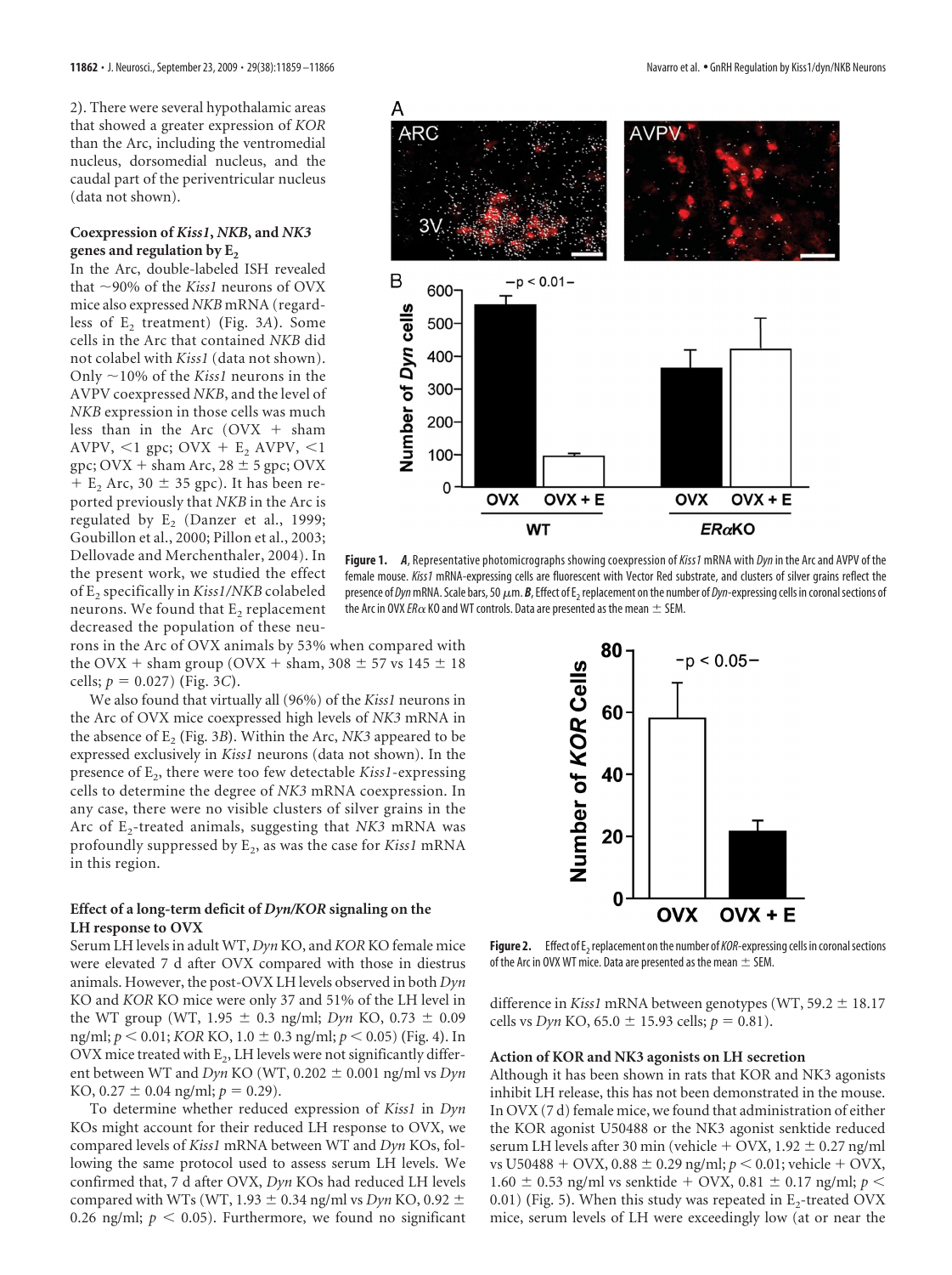2). There were several hypothalamic areas that showed a greater expression of *KOR* than the Arc, including the ventromedial nucleus, dorsomedial nucleus, and the caudal part of the periventricular nucleus (data not shown).

### Coexpression of *Kiss1*, *NKB*, and *NK3* genes and regulation by $E_2$

In the Arc, double-labeled ISH revealed that ~90% of the *Kiss1* neurons of OVX mice also expressed *NKB* mRNA (regardless of $E_2$ treatment) (Fig. 3*A*). Some cells in the Arc that contained *NKB* did not colabel with *Kiss1* (data not shown). Only ~10% of the *Kiss1* neurons in the AVPV coexpressed *NKB*, and the level of *NKB* expression in those cells was much less than in the Arc (OVX + sham AVPV, <1 gpc; OVX + $E_2$ AVPV, <1 gpc; OVX + sham Arc, 28 ± 5 gpc; OVX + $E_2$ Arc, 30 ± 35 gpc). It has been reported previously that *NKB* in the Arc is regulated by $E_2$ (Danzer et al., 1999; Goubillon et al., 2000; Pillon et al., 2003; Dellovade and Merchenthaler, 2004). In the present work, we studied the effect of $E_2$ specifically in *Kiss1/NKB* colabeled neurons. We found that $E_2$ replacement decreased the population of these neurons in the Arc of OVX animals by 53% when compared with the OVX + sham group (OVX + sham, 308 ± 57 vs 145 ± 18 cells; $p = 0.027$) (Fig. 3*C*).

We also found that virtually all (96%) of the *Kiss1* neurons in the Arc of OVX mice coexpressed high levels of *NK3* mRNA in the absence of $E_2$ (Fig. 3*B*). Within the Arc, *NK3* appeared to be expressed exclusively in *Kiss1* neurons (data not shown). In the presence of $E_2$, there were too few detectable *Kiss1*-expressing cells to determine the degree of *NK3* mRNA coexpression. In any case, there were no visible clusters of silver grains in the Arc of $E_2$-treated animals, suggesting that *NK3* mRNA was profoundly suppressed by $E_2$, as was the case for *Kiss1* mRNA in this region.

### Effect of a long-term deficit of *Dyn/KOR* signaling on the LH response to OVX

Serum LH levels in adult WT, *Dyn* KO, and *KOR* KO female mice were elevated 7 d after OVX compared with those in diestrus animals. However, the post-OVX LH levels observed in both *Dyn* KO and *KOR* KO mice were only 37 and 51% of the LH level in the WT group (WT, 1.95 ± 0.3 ng/ml; *Dyn* KO, 0.73 ± 0.09 ng/ml; $p < 0.01$; *KOR* KO, 1.0 ± 0.3 ng/ml; $p < 0.05$) (Fig. 4). In OVX mice treated with $E_2$, LH levels were not significantly different between WT and *Dyn* KO (WT, 0.202 ± 0.001 ng/ml vs *Dyn* KO, 0.27 ± 0.04 ng/ml; $p = 0.29$).

To determine whether reduced expression of *Kiss1* in *Dyn* KOs might account for their reduced LH response to OVX, we compared levels of *Kiss1* mRNA between WT and *Dyn* KOs, following the same protocol used to assess serum LH levels. We confirmed that, 7 d after OVX, *Dyn* KOs had reduced LH levels compared with WTs (WT, 1.93 ± 0.34 ng/ml vs *Dyn* KO, 0.92 ± 0.26 ng/ml; $p < 0.05$). Furthermore, we found no significant difference in *Kiss1* mRNA between genotypes (WT, 59.2 ± 18.17 cells vs *Dyn* KO, 65.0 ± 15.93 cells; $p = 0.81$).

**Figure 1.** ***A***, Representative photomicrographs showing coexpression of *Kiss1* mRNA with *Dyn* in the Arc and AVPV of the female mouse. *Kiss1* mRNA-expressing cells are fluorescent with Vector Red substrate, and clusters of silver grains reflect the presence of *Dyn* mRNA. Scale bars, 50 μm. ***B***, Effect of $E_2$ replacement on the number of *Dyn*-expressing cells in coronal sections of the Arc in OVX *ERα* KO and WT controls. Data are presented as the mean ± SEM.

**Figure 2.** Effect of $E_2$ replacement on the number of *KOR*-expressing cells in coronal sections of the Arc in OVX WT mice. Data are presented as the mean ± SEM.

### Action of KOR and NK3 agonists on LH secretion

Although it has been shown in rats that KOR and NK3 agonists inhibit LH release, this has not been demonstrated in the mouse. In OVX (7 d) female mice, we found that administration of either the KOR agonist U50488 or the NK3 agonist senktide reduced serum LH levels after 30 min (vehicle + OVX, 1.92 ± 0.27 ng/ml vs U50488 + OVX, 0.88 ± 0.29 ng/ml; $p < 0.01$; vehicle + OVX, 1.60 ± 0.53 ng/ml vs senktide + OVX, 0.81 ± 0.17 ng/ml; $p < 0.01$) (Fig. 5). When this study was repeated in $E_2$-treated OVX mice, serum levels of LH were exceedingly low (at or near the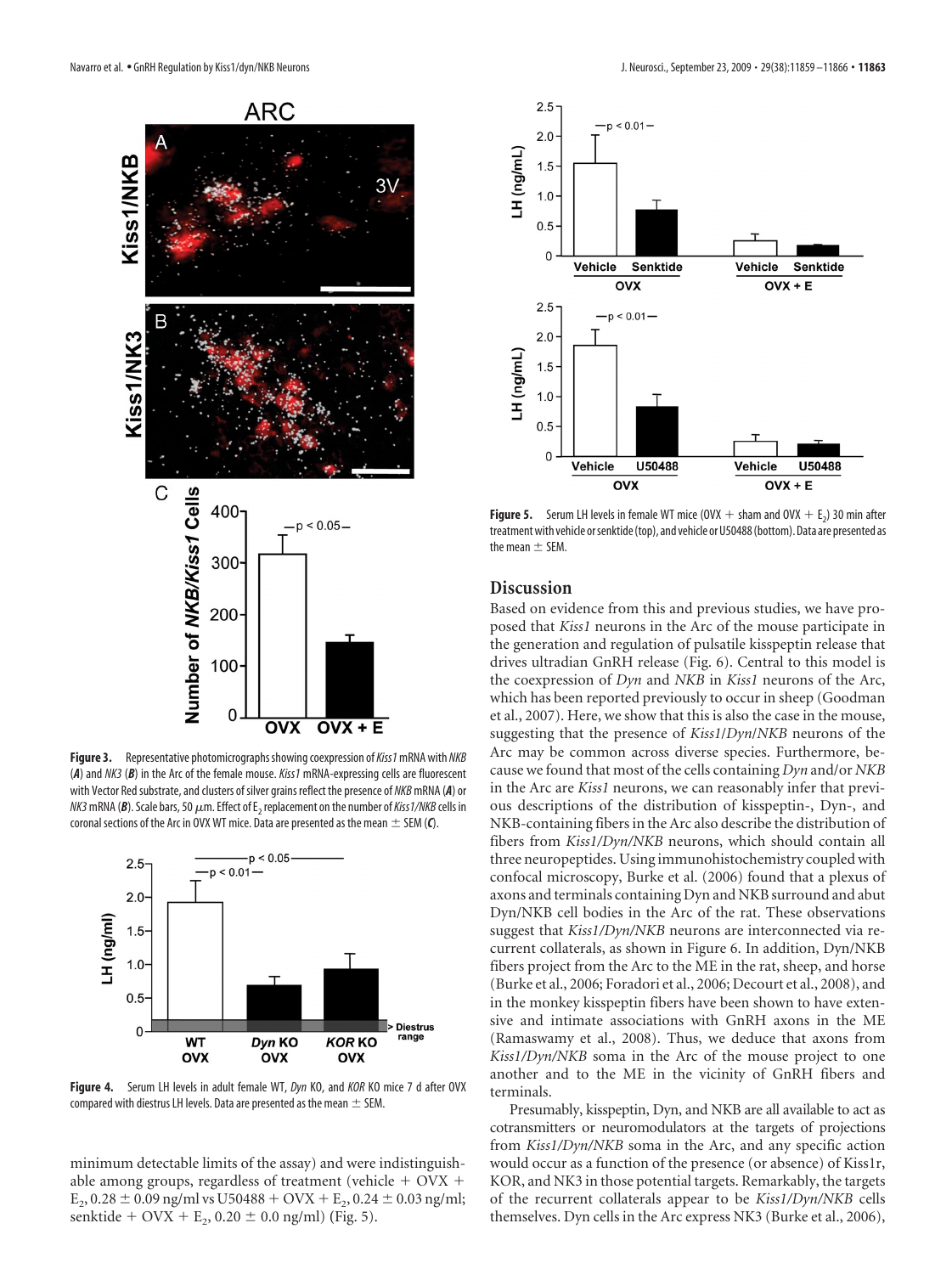Figure 3. Representative photomicrographs showing coexpression of *Kiss1* mRNA with *NKB* (***A***) and *NK3* (***B***) in the Arc of the female mouse. *Kiss1* mRNA-expressing cells are fluorescent with Vector Red substrate, and clusters of silver grains reflect the presence of *NKB* mRNA (***A***) or *NK3* mRNA (***B***). Scale bars, 50 μm. Effect of $E_2$ replacement on the number of *Kiss1/NKB* cells in coronal sections of the Arc in OVX WT mice. Data are presented as the mean ± SEM (***C***).

Figure 4. Serum LH levels in adult female WT, *Dyn* KO, and *KOR* KO mice 7 d after OVX compared with diestrus LH levels. Data are presented as the mean ± SEM.

minimum detectable limits of the assay) and were indistinguishable among groups, regardless of treatment (vehicle + OVX + $E_2$, 0.28 ± 0.09 ng/ml vs U50488 + OVX + $E_2$, 0.24 ± 0.03 ng/ml; senktide + OVX + $E_2$, 0.20 ± 0.0 ng/ml) (Fig. 5).

Figure 5. Serum LH levels in female WT mice (OVX + sham and OVX + $E_2$) 30 min after treatment with vehicle or senktide (top), and vehicle or U50488 (bottom). Data are presented as the mean ± SEM.

## Discussion

Based on evidence from this and previous studies, we have proposed that *Kiss1* neurons in the Arc of the mouse participate in the generation and regulation of pulsatile kisspeptin release that drives ultradian GnRH release (Fig. 6). Central to this model is the coexpression of *Dyn* and *NKB* in *Kiss1* neurons of the Arc, which has been reported previously to occur in sheep (Goodman et al., 2007). Here, we show that this is also the case in the mouse, suggesting that the presence of *Kiss1/Dyn/NKB* neurons of the Arc may be common across diverse species. Furthermore, because we found that most of the cells containing *Dyn* and/or *NKB* in the Arc are *Kiss1* neurons, we can reasonably infer that previous descriptions of the distribution of kisspeptin-, Dyn-, and NKB-containing fibers in the Arc also describe the distribution of fibers from *Kiss1/Dyn/NKB* neurons, which should contain all three neuropeptides. Using immunohistochemistry coupled with confocal microscopy, Burke et al. (2006) found that a plexus of axons and terminals containing Dyn and NKB surround and abut Dyn/NKB cell bodies in the Arc of the rat. These observations suggest that *Kiss1/Dyn/NKB* neurons are interconnected via recurrent collaterals, as shown in Figure 6. In addition, Dyn/NKB fibers project from the Arc to the ME in the rat, sheep, and horse (Burke et al., 2006; Foradori et al., 2006; Decourt et al., 2008), and in the monkey kisspeptin fibers have been shown to have extensive and intimate associations with GnRH axons in the ME (Ramaswamy et al., 2008). Thus, we deduce that axons from *Kiss1/Dyn/NKB* soma in the Arc of the mouse project to one another and to the ME in the vicinity of GnRH fibers and terminals.

Presumably, kisspeptin, Dyn, and NKB are all available to act as cotransmitters or neuromodulators at the targets of projections from *Kiss1/Dyn/NKB* soma in the Arc, and any specific action would occur as a function of the presence (or absence) of Kiss1r, KOR, and NK3 in those potential targets. Remarkably, the targets of the recurrent collaterals appear to be *Kiss1/Dyn/NKB* cells themselves. Dyn cells in the Arc express NK3 (Burke et al., 2006),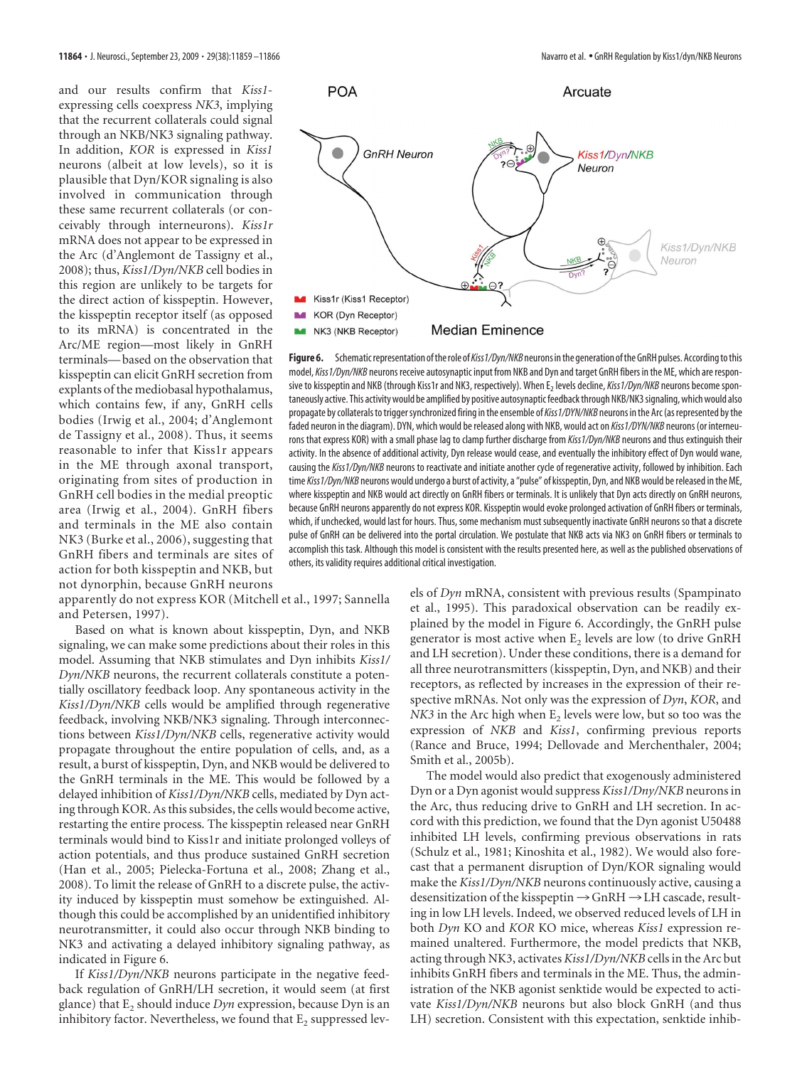and our results confirm that *Kiss1*-expressing cells coexpress *NK3*, implying that the recurrent collaterals could signal through an NKB/NK3 signaling pathway. In addition, *KOR* is expressed in *Kiss1* neurons (albeit at low levels), so it is plausible that Dyn/KOR signaling is also involved in communication through these same recurrent collaterals (or conceivably through interneurons). *Kiss1r* mRNA does not appear to be expressed in the Arc (d'Anglemont de Tassigny et al., 2008); thus, *Kiss1/Dyn/NKB* cell bodies in this region are unlikely to be targets for the direct action of kisspeptin. However, the kisspeptin receptor itself (as opposed to its mRNA) is concentrated in the Arc/ME region—most likely in GnRH terminals—based on the observation that kisspeptin can elicit GnRH secretion from explants of the mediobasal hypothalamus, which contains few, if any, GnRH cell bodies (Irwig et al., 2004; d'Anglemont de Tassigny et al., 2008). Thus, it seems reasonable to infer that Kiss1r appears in the ME through axonal transport, originating from sites of production in GnRH cell bodies in the medial preoptic area (Irwig et al., 2004). GnRH fibers and terminals in the ME also contain NK3 (Burke et al., 2006), suggesting that GnRH fibers and terminals are sites of action for both kisspeptin and NKB, but not dynorphin, because GnRH neurons apparently do not express KOR (Mitchell et al., 1997; Sannella and Petersen, 1997).

Based on what is known about kisspeptin, Dyn, and NKB signaling, we can make some predictions about their roles in this model. Assuming that NKB stimulates and Dyn inhibits *Kiss1/Dyn/NKB* neurons, the recurrent collaterals constitute a potentially oscillatory feedback loop. Any spontaneous activity in the *Kiss1/Dyn/NKB* cells would be amplified through regenerative feedback, involving NKB/NK3 signaling. Through interconnections between *Kiss1/Dyn/NKB* cells, regenerative activity would propagate throughout the entire population of cells, and, as a result, a burst of kisspeptin, Dyn, and NKB would be delivered to the GnRH terminals in the ME. This would be followed by a delayed inhibition of *Kiss1/Dyn/NKB* cells, mediated by Dyn acting through KOR. As this subsides, the cells would become active, restarting the entire process. The kisspeptin released near GnRH terminals would bind to Kiss1r and initiate prolonged volleys of action potentials, and thus produce sustained GnRH secretion (Han et al., 2005; Pielecka-Fortuna et al., 2008; Zhang et al., 2008). To limit the release of GnRH to a discrete pulse, the activity induced by kisspeptin must somehow be extinguished. Although this could be accomplished by an unidentified inhibitory neurotransmitter, it could also occur through NKB binding to NK3 and activating a delayed inhibitory signaling pathway, as indicated in Figure 6.

If *Kiss1/Dyn/NKB* neurons participate in the negative feedback regulation of GnRH/LH secretion, it would seem (at first glance) that $E_2$ should induce *Dyn* expression, because Dyn is an inhibitory factor. Nevertheless, we found that $E_2$ suppressed levels of *Dyn* mRNA, consistent with previous results (Spampinato et al., 1995). This paradoxical observation can be readily explained by the model in Figure 6. Accordingly, the GnRH pulse generator is most active when $E_2$ levels are low (to drive GnRH and LH secretion). Under these conditions, there is a demand for all three neurotransmitters (kisspeptin, Dyn, and NKB) and their receptors, as reflected by increases in the expression of their respective mRNAs. Not only was the expression of *Dyn*, *KOR*, and *NK3* in the Arc high when $E_2$ levels were low, but so too was the expression of *NKB* and *Kiss1*, confirming previous reports (Rance and Bruce, 1994; Dellovade and Merchenthaler, 2004; Smith et al., 2005b).

The model would also predict that exogenously administered Dyn or a Dyn agonist would suppress *Kiss1/Dny/NKB* neurons in the Arc, thus reducing drive to GnRH and LH secretion. In accord with this prediction, we found that the Dyn agonist U50488 inhibited LH levels, confirming previous observations in rats (Schulz et al., 1981; Kinoshita et al., 1982). We would also forecast that a permanent disruption of Dyn/KOR signaling would make the *Kiss1/Dyn/NKB* neurons continuously active, causing a desensitization of the kisspeptin → GnRH → LH cascade, resulting in low LH levels. Indeed, we observed reduced levels of LH in both *Dyn* KO and *KOR* KO mice, whereas *Kiss1* expression remained unaltered. Furthermore, the model predicts that NKB, acting through NK3, activates *Kiss1/Dyn/NKB* cells in the Arc but inhibits GnRH fibers and terminals in the ME. Thus, the administration of the NKB agonist senktide would be expected to activate *Kiss1/Dyn/NKB* neurons but also block GnRH (and thus LH) secretion. Consistent with this expectation, senktide inhib-

**Figure 6.** Schematic representation of the role of *Kiss1/Dyn/NKB* neurons in the generation of the GnRH pulses. According to this model, *Kiss1/Dyn/NKB* neurons receive autosynaptic input from NKB and Dyn and target GnRH fibers in the ME, which are responsive to kisspeptin and NKB (through Kiss1r and NK3, respectively). When $E_2$ levels decline, *Kiss1/Dyn/NKB* neurons become spontaneously active. This activity would be amplified by positive autosynaptic feedback through NKB/NK3 signaling, which would also propagate by collaterals to trigger synchronized firing in the ensemble of *Kiss1/DYN/NKB* neurons in the Arc (as represented by the faded neuron in the diagram). DYN, which would be released along with NKB, would act on *Kiss1/DYN/NKB* neurons (or interneurons that express KOR) with a small phase lag to clamp further discharge from *Kiss1/Dyn/NKB* neurons and thus extinguish their activity. In the absence of additional activity, Dyn release would cease, and eventually the inhibitory effect of Dyn would wane, causing the *Kiss1/Dyn/NKB* neurons to reactivate and initiate another cycle of regenerative activity, followed by inhibition. Each time *Kiss1/Dyn/NKB* neurons would undergo a burst of activity, a "pulse" of kisspeptin, Dyn, and NKB would be released in the ME, where kisspeptin and NKB would act directly on GnRH fibers or terminals. It is unlikely that Dyn acts directly on GnRH neurons, because GnRH neurons apparently do not express KOR. Kisspeptin would evoke prolonged activation of GnRH fibers or terminals, which, if unchecked, would last for hours. Thus, some mechanism must subsequently inactivate GnRH neurons so that a discrete pulse of GnRH can be delivered into the portal circulation. We postulate that NKB acts via NK3 on GnRH fibers or terminals to accomplish this task. Although this model is consistent with the results presented here, as well as the published observations of others, its validity requires additional critical investigation.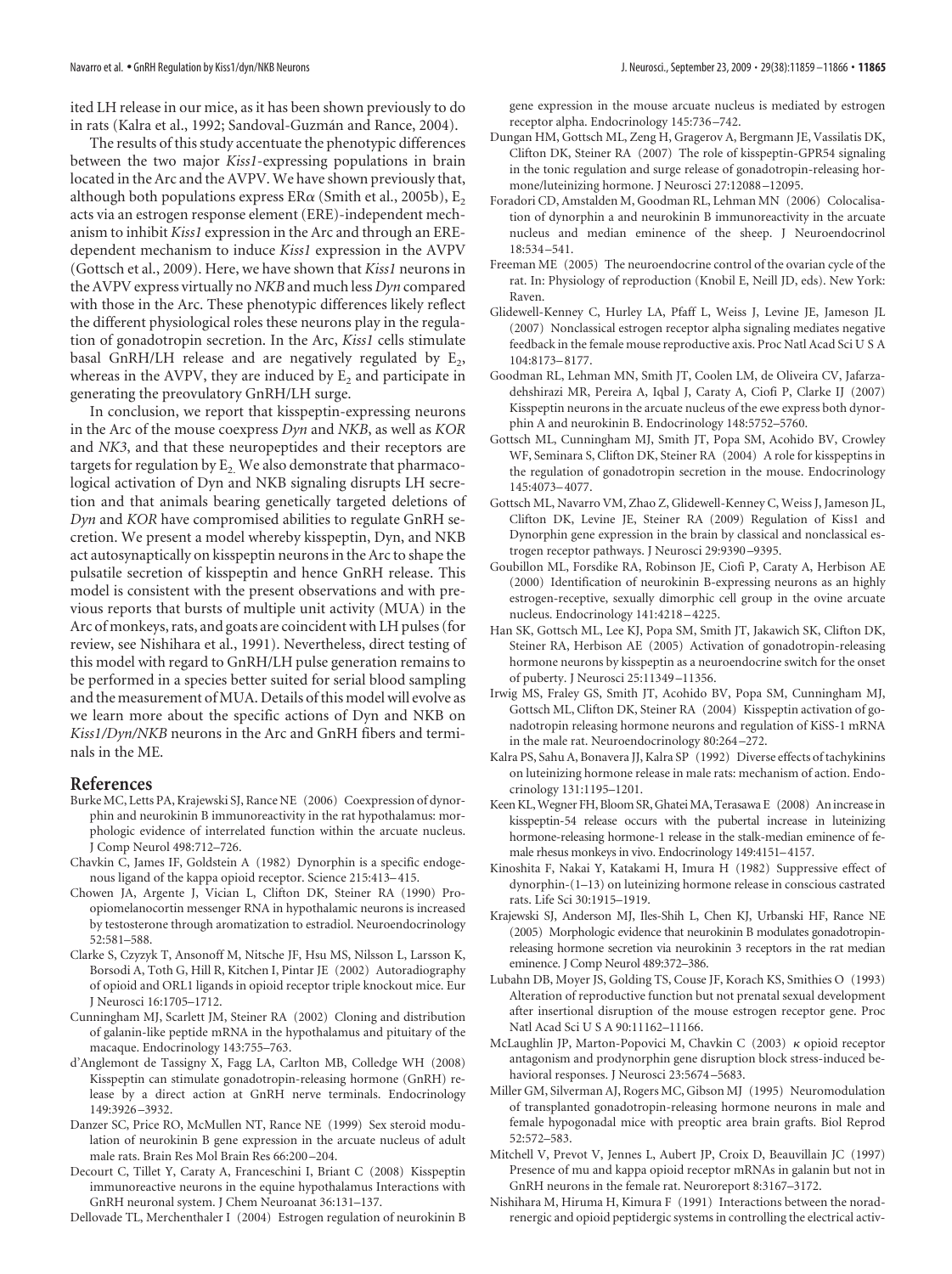ited LH release in our mice, as it has been shown previously to do in rats (Kalra et al., 1992; Sandoval-Guzmán and Rance, 2004).

The results of this study accentuate the phenotypic differences between the two major *Kiss1*-expressing populations in brain located in the Arc and the AVPV. We have shown previously that, although both populations express ERα (Smith et al., 2005b), $E_2$ acts via an estrogen response element (ERE)-independent mechanism to inhibit *Kiss1* expression in the Arc and through an ERE-dependent mechanism to induce *Kiss1* expression in the AVPV (Gottsch et al., 2009). Here, we have shown that *Kiss1* neurons in the AVPV express virtually no *NKB* and much less *Dyn* compared with those in the Arc. These phenotypic differences likely reflect the different physiological roles these neurons play in the regulation of gonadotropin secretion. In the Arc, *Kiss1* cells stimulate basal GnRH/LH release and are negatively regulated by $E_2$, whereas in the AVPV, they are induced by $E_2$ and participate in generating the preovulatory GnRH/LH surge.

In conclusion, we report that kisspeptin-expressing neurons in the Arc of the mouse coexpress *Dyn* and *NKB*, as well as *KOR* and *NK3*, and that these neuropeptides and their receptors are targets for regulation by $E_2$. We also demonstrate that pharmacological activation of Dyn and NKB signaling disrupts LH secretion and that animals bearing genetically targeted deletions of *Dyn* and *KOR* have compromised abilities to regulate GnRH secretion. We present a model whereby kisspeptin, Dyn, and NKB act autosynaptically on kisspeptin neurons in the Arc to shape the pulsatile secretion of kisspeptin and hence GnRH release. This model is consistent with the present observations and with previous reports that bursts of multiple unit activity (MUA) in the Arc of monkeys, rats, and goats are coincident with LH pulses (for review, see Nishihara et al., 1991). Nevertheless, direct testing of this model with regard to GnRH/LH pulse generation remains to be performed in a species better suited for serial blood sampling and the measurement of MUA. Details of this model will evolve as we learn more about the specific actions of Dyn and NKB on *Kiss1/Dyn/NKB* neurons in the Arc and GnRH fibers and terminals in the ME.

## References

Burke MC, Letts PA, Krajewski SJ, Rance NE (2006) Coexpression of dynorphin and neurokinin B immunoreactivity in the rat hypothalamus: morphologic evidence of interrelated function within the arcuate nucleus. J Comp Neurol 498:712–726.

Chavkin C, James IF, Goldstein A (1982) Dynorphin is a specific endogenous ligand of the kappa opioid receptor. Science 215:413–415.

Chowen JA, Argente J, Vician L, Clifton DK, Steiner RA (1990) Proopiomelanocortin messenger RNA in hypothalamic neurons is increased by testosterone through aromatization to estradiol. Neuroendocrinology 52:581–588.

Clarke S, Czyzyk T, Ansonoff M, Nitsche JF, Hsu MS, Nilsson L, Larsson K, Borsodi A, Toth G, Hill R, Kitchen I, Pintar JE (2002) Autoradiography of opioid and ORL1 ligands in opioid receptor triple knockout mice. Eur J Neurosci 16:1705–1712.

Cunningham MJ, Scarlett JM, Steiner RA (2002) Cloning and distribution of galanin-like peptide mRNA in the hypothalamus and pituitary of the macaque. Endocrinology 143:755–763.

d'Anglemont de Tassigny X, Fagg LA, Carlton MB, Colledge WH (2008) Kisspeptin can stimulate gonadotropin-releasing hormone (GnRH) release by a direct action at GnRH nerve terminals. Endocrinology 149:3926–3932.

Danzer SC, Price RO, McMullen NT, Rance NE (1999) Sex steroid modulation of neurokinin B gene expression in the arcuate nucleus of adult male rats. Brain Res Mol Brain Res 66:200–204.

Decourt C, Tillet Y, Caraty A, Franceschini I, Briant C (2008) Kisspeptin immunoreactive neurons in the equine hypothalamus Interactions with GnRH neuronal system. J Chem Neuroanat 36:131–137.

Dellovade TL, Merchenthaler I (2004) Estrogen regulation of neurokinin B gene expression in the mouse arcuate nucleus is mediated by estrogen receptor alpha. Endocrinology 145:736–742.

Dungan HM, Gottsch ML, Zeng H, Gragerov A, Bergmann JE, Vassilatis DK, Clifton DK, Steiner RA (2007) The role of kisspeptin-GPR54 signaling in the tonic regulation and surge release of gonadotropin-releasing hormone/luteinizing hormone. J Neurosci 27:12088–12095.

Foradori CD, Amstalden M, Goodman RL, Lehman MN (2006) Colocalisation of dynorphin a and neurokinin B immunoreactivity in the arcuate nucleus and median eminence of the sheep. J Neuroendocrinol 18:534–541.

Freeman ME (2005) The neuroendocrine control of the ovarian cycle of the rat. In: Physiology of reproduction (Knobil E, Neill JD, eds). New York: Raven.

Glidewell-Kenney C, Hurley LA, Pfaff L, Weiss J, Levine JE, Jameson JL (2007) Nonclassical estrogen receptor alpha signaling mediates negative feedback in the female mouse reproductive axis. Proc Natl Acad Sci U S A 104:8173–8177.

Goodman RL, Lehman MN, Smith JT, Coolen LM, de Oliveira CV, Jafarzadehshirazi MR, Pereira A, Iqbal J, Caraty A, Ciofi P, Clarke IJ (2007) Kisspeptin neurons in the arcuate nucleus of the ewe express both dynorphin A and neurokinin B. Endocrinology 148:5752–5760.

Gottsch ML, Cunningham MJ, Smith JT, Popa SM, Acohido BV, Crowley WF, Seminara S, Clifton DK, Steiner RA (2004) A role for kisspeptins in the regulation of gonadotropin secretion in the mouse. Endocrinology 145:4073–4077.

Gottsch ML, Navarro VM, Zhao Z, Glidewell-Kenney C, Weiss J, Jameson JL, Clifton DK, Levine JE, Steiner RA (2009) Regulation of Kiss1 and Dynorphin gene expression in the brain by classical and nonclassical estrogen receptor pathways. J Neurosci 29:9390–9395.

Goubillon ML, Forsdike RA, Robinson JE, Ciofi P, Caraty A, Herbison AE (2000) Identification of neurokinin B-expressing neurons as an highly estrogen-receptive, sexually dimorphic cell group in the ovine arcuate nucleus. Endocrinology 141:4218–4225.

Han SK, Gottsch ML, Lee KJ, Popa SM, Smith JT, Jakawich SK, Clifton DK, Steiner RA, Herbison AE (2005) Activation of gonadotropin-releasing hormone neurons by kisspeptin as a neuroendocrine switch for the onset of puberty. J Neurosci 25:11349–11356.

Irwig MS, Fraley GS, Smith JT, Acohido BV, Popa SM, Cunningham MJ, Gottsch ML, Clifton DK, Steiner RA (2004) Kisspeptin activation of gonadotropin releasing hormone neurons and regulation of KiSS-1 mRNA in the male rat. Neuroendocrinology 80:264–272.

Kalra PS, Sahu A, Bonavera JJ, Kalra SP (1992) Diverse effects of tachykinins on luteinizing hormone release in male rats: mechanism of action. Endocrinology 131:1195–1201.

Keen KL, Wegner FH, Bloom SR, Ghatei MA, Terasawa E (2008) An increase in kisspeptin-54 release occurs with the pubertal increase in luteinizing hormone-releasing hormone-1 release in the stalk-median eminence of female rhesus monkeys in vivo. Endocrinology 149:4151–4157.

Kinoshita F, Nakai Y, Katakami H, Imura H (1982) Suppressive effect of dynorphin-(1–13) on luteinizing hormone release in conscious castrated rats. Life Sci 30:1915–1919.

Krajewski SJ, Anderson MJ, Iles-Shih L, Chen KJ, Urbanski HF, Rance NE (2005) Morphologic evidence that neurokinin B modulates gonadotropin-releasing hormone secretion via neurokinin 3 receptors in the rat median eminence. J Comp Neurol 489:372–386.

Lubahn DB, Moyer JS, Golding TS, Couse JF, Korach KS, Smithies O (1993) Alteration of reproductive function but not prenatal sexual development after insertional disruption of the mouse estrogen receptor gene. Proc Natl Acad Sci U S A 90:11162–11166.

McLaughlin JP, Marton-Popovici M, Chavkin C (2003) κ opioid receptor antagonism and prodynorphin gene disruption block stress-induced behavioral responses. J Neurosci 23:5674–5683.

Miller GM, Silverman AJ, Rogers MC, Gibson MJ (1995) Neuromodulation of transplanted gonadotropin-releasing hormone neurons in male and female hypogonadal mice with preoptic area brain grafts. Biol Reprod 52:572–583.

Mitchell V, Prevot V, Jennes L, Aubert JP, Croix D, Beauvillain JC (1997) Presence of mu and kappa opioid receptor mRNAs in galanin but not in GnRH neurons in the female rat. Neuroreport 8:3167–3172.

Nishihara M, Hiruma H, Kimura F (1991) Interactions between the noradrenergic and opioid peptidergic systems in controlling the electrical activ-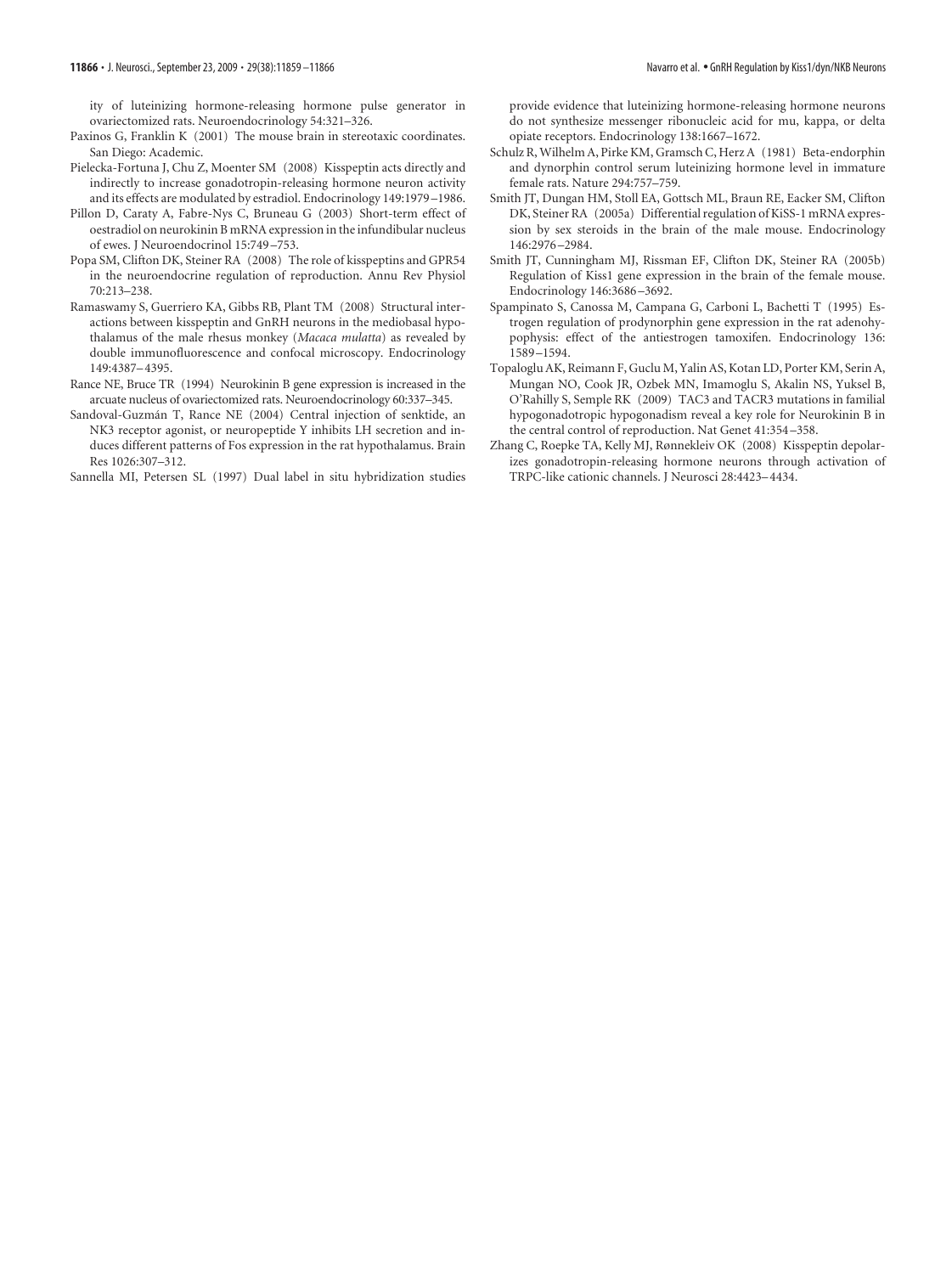ity of luteinizing hormone-releasing hormone pulse generator in ovariectomized rats. Neuroendocrinology 54:321–326.

Paxinos G, Franklin K (2001) The mouse brain in stereotaxic coordinates. San Diego: Academic.

Pielecka-Fortuna J, Chu Z, Moenter SM (2008) Kisspeptin acts directly and indirectly to increase gonadotropin-releasing hormone neuron activity and its effects are modulated by estradiol. Endocrinology 149:1979–1986.

Pillon D, Caraty A, Fabre-Nys C, Bruneau G (2003) Short-term effect of oestradiol on neurokinin B mRNA expression in the infundibular nucleus of ewes. J Neuroendocrinol 15:749–753.

Popa SM, Clifton DK, Steiner RA (2008) The role of kisspeptins and GPR54 in the neuroendocrine regulation of reproduction. Annu Rev Physiol 70:213–238.

Ramaswamy S, Guerriero KA, Gibbs RB, Plant TM (2008) Structural interactions between kisspeptin and GnRH neurons in the mediobasal hypothalamus of the male rhesus monkey (*Macaca mulatta*) as revealed by double immunofluorescence and confocal microscopy. Endocrinology 149:4387–4395.

Rance NE, Bruce TR (1994) Neurokinin B gene expression is increased in the arcuate nucleus of ovariectomized rats. Neuroendocrinology 60:337–345.

Sandoval-Guzmán T, Rance NE (2004) Central injection of senktide, an NK3 receptor agonist, or neuropeptide Y inhibits LH secretion and induces different patterns of Fos expression in the rat hypothalamus. Brain Res 1026:307–312.

Sannella MI, Petersen SL (1997) Dual label in situ hybridization studies provide evidence that luteinizing hormone-releasing hormone neurons do not synthesize messenger ribonucleic acid for mu, kappa, or delta opiate receptors. Endocrinology 138:1667–1672.

Schulz R, Wilhelm A, Pirke KM, Gramsch C, Herz A (1981) Beta-endorphin and dynorphin control serum luteinizing hormone level in immature female rats. Nature 294:757–759.

Smith JT, Dungan HM, Stoll EA, Gottsch ML, Braun RE, Eacker SM, Clifton DK, Steiner RA (2005a) Differential regulation of KiSS-1 mRNA expression by sex steroids in the brain of the male mouse. Endocrinology 146:2976–2984.

Smith JT, Cunningham MJ, Rissman EF, Clifton DK, Steiner RA (2005b) Regulation of Kiss1 gene expression in the brain of the female mouse. Endocrinology 146:3686–3692.

Spampinato S, Canossa M, Campana G, Carboni L, Bachetti T (1995) Estrogen regulation of prodynorphin gene expression in the rat adenohypophysis: effect of the antiestrogen tamoxifen. Endocrinology 136:1589–1594.

Topaloglu AK, Reimann F, Guclu M, Yalin AS, Kotan LD, Porter KM, Serin A, Mungan NO, Cook JR, Ozbek MN, Imamoglu S, Akalin NS, Yuksel B, O'Rahilly S, Semple RK (2009) TAC3 and TACR3 mutations in familial hypogonadotropic hypogonadism reveal a key role for Neurokinin B in the central control of reproduction. Nat Genet 41:354–358.

Zhang C, Roepke TA, Kelly MJ, Rønnekleiv OK (2008) Kisspeptin depolarizes gonadotropin-releasing hormone neurons through activation of TRPC-like cationic channels. J Neurosci 28:4423–4434.